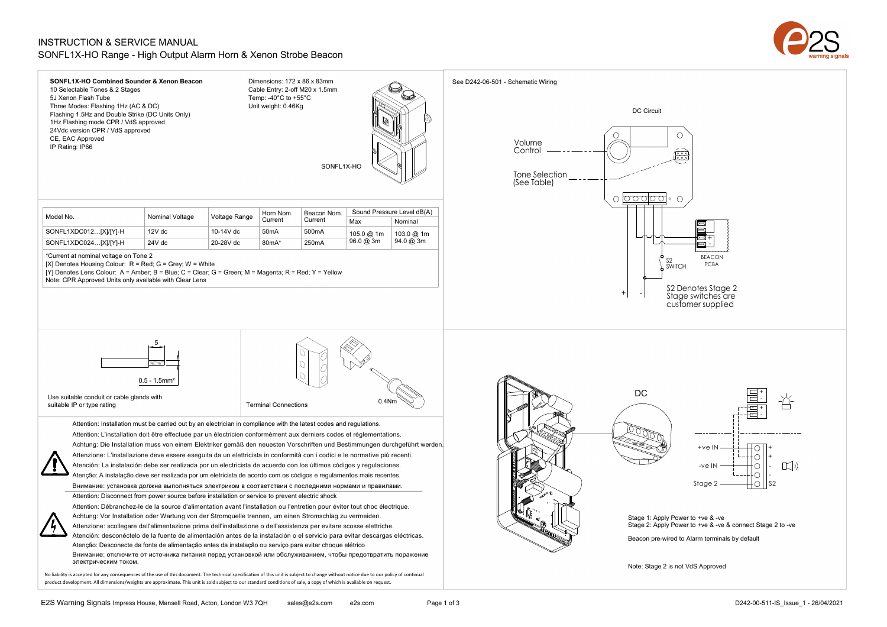# INSTRUCTION & SERVICE MANUAL

## SONFL1X-HO Range - High Output Alarm Horn & Xenon Strobe Beacon

**SONFL1X-HO Combined Sounder & Xenon Beacon**

10 Selectable Tones & 2 Stages
5J Xenon Flash Tube
Three Modes: Flashing 1Hz (AC & DC)
Flashing 1.5Hz and Double Strike (DC Units Only)
1Hz Flashing mode CPR / VdS approved
24Vdc version CPR / VdS approved
CE, EAC Approved
IP Rating: IP66

Dimensions: 172 x 86 x 83mm
Cable Entry: 2-off M20 x 1.5mm
Temp: -40°C to +55°C
Unit weight: 0.46Kg

SONFL1X-HO

| Model No. | Nominal Voltage | Voltage Range | Horn Nom. Current | Beacon Nom. Current | Sound Pressure Level dB(A) | |
|---|---|---|---|---|---|---|
| | | | | | Max | Nominal |
| SONFL1XDC012…[X]/[Y]-H | 12V dc | 10-14V dc | 50mA | 500mA | 105.0 @ 1m 96.0 @ 3m | 103.0 @ 1m 94.0 @ 3m |
| SONFL1XDC024…[X]/[Y]-H | 24V dc | 20-28V dc | 80mA* | 250mA | | |

*Current at nominal voltage on Tone 2
[X] Denotes Housing Colour: R = Red; G = Grey; W = White
[Y] Denotes Lens Colour: A = Amber; B = Blue; C = Clear; G = Green; M = Magenta; R = Red; Y = Yellow
Note: CPR Approved Units only available with Clear Lens

5
0.5 - 1.5mm²

Use suitable conduit or cable glands with suitable IP or type rating

Terminal Connections

0.4Nm

Attention: Installation must be carried out by an electrician in compliance with the latest codes and regulations.
Attention: L'installation doit être effectuée par un électricien conformément aux derniers codes et réglementations.
Achtung: Die Installation muss von einem Elektriker gemäß den neuesten Vorschriften und Bestimmungen durchgeführt werden.
Attenzione: L'installazione deve essere eseguita da un elettricista in conformità con i codici e le normative più recenti.
Atención: La instalación debe ser realizada por un electricista de acuerdo con los últimos códigos y regulaciones.
Atenção: A instalação deve ser realizada por um eletricista de acordo com os códigos e regulamentos mais recentes.
Внимание: установка должна выполняться электриком в соответствии с последними нормами и правилами.

Attention: Disconnect from power source before installation or service to prevent electric shock
Attention: Débranchez-le de la source d'alimentation avant l'installation ou l'entretien pour éviter tout choc électrique.
Achtung: Vor Installation oder Wartung von der Stromquelle trennen, um einen Stromschlag zu vermeiden.
Attenzione: scollegare dall'alimentazione prima dell'installazione o dell'assistenza per evitare scosse elettriche.
Atención: desconéctelo de la fuente de alimentación antes de la instalación o el servicio para evitar descargas eléctricas.
Atenção: Desconecte da fonte de alimentação antes da instalação ou serviço para evitar choque elétrico
Внимание: отключите от источника питания перед установкой или обслуживанием, чтобы предотвратить поражение электрическим током.

No liability is accepted for any consequences of the use of this document. The technical specification of this unit is subject to change without notice due to our policy of continual product development. All dimensions/weights are approximate. This unit is sold subject to our standard conditions of sale, a copy of which is available on request.

See D242-06-501 - Schematic Wiring

DC Circuit

Volume Control

Tone Selection (See Table)

BEACON PCBA

S2 SWITCH

S2 Denotes Stage 2
Stage switches are customer supplied

DC

+ve IN
-ve IN
Stage 2
S2

Stage 1: Apply Power to +ve & -ve
Stage 2: Apply Power to +ve & -ve & connect Stage 2 to -ve

Beacon pre-wired to Alarm terminals by default

Note: Stage 2 is not VdS Approved

E2S Warning Signals Impress House, Mansell Road, Acton, London W3 7QH sales@e2s.com e2s.com

D242-00-511-IS_Issue_1 - 26/04/2021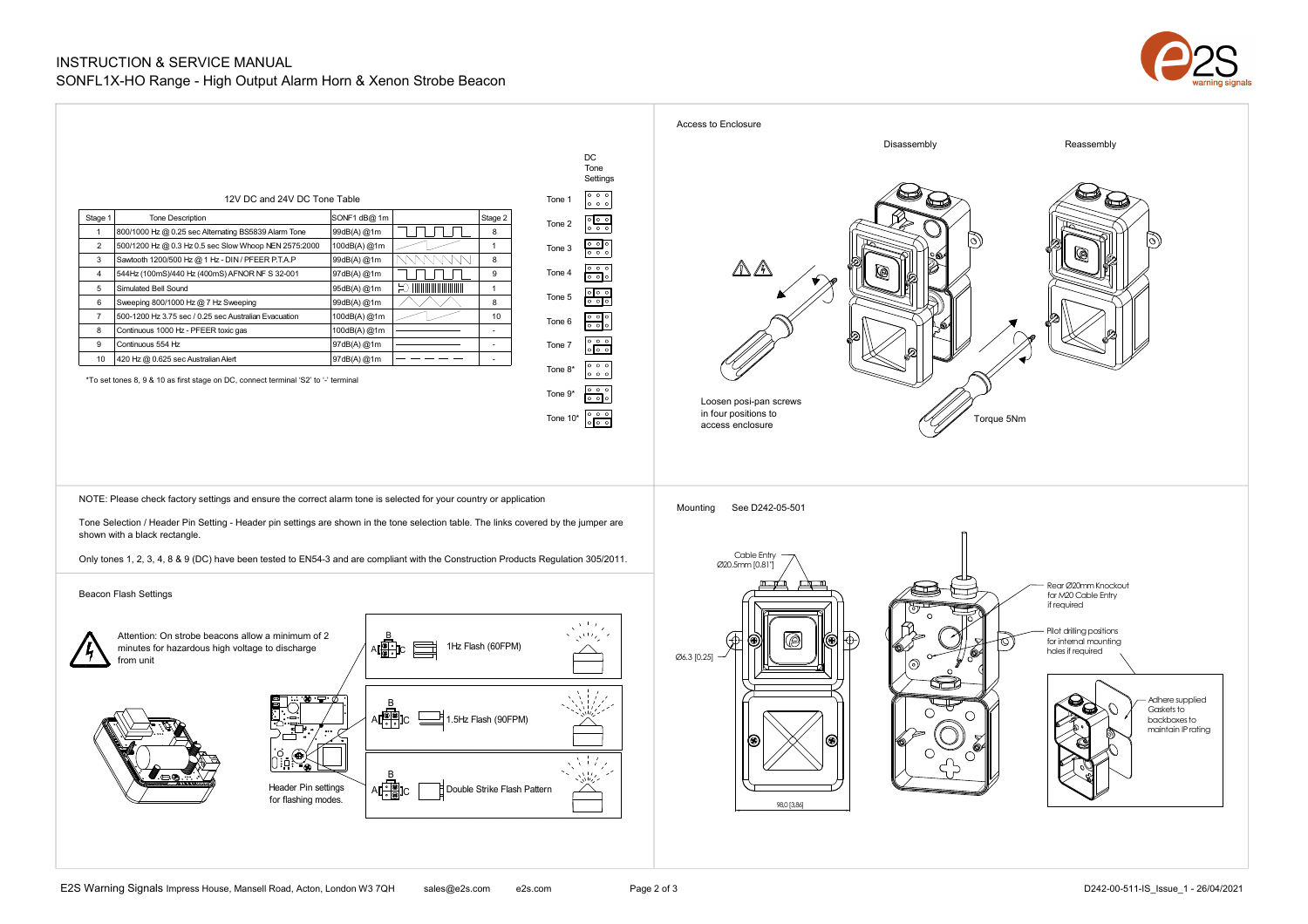## 12V DC and 24V DC Tone Table

| Stage 1 | Tone Description | SONF1 dB@ 1m | | Stage 2 |
|---|---|---|---|---|
| 1 | 800/1000 Hz @ 0.25 sec Alternating BS5839 Alarm Tone | 99dB(A) @1m | | 8 |
| 2 | 500/1200 Hz @ 0.3 Hz 0.5 sec Slow Whoop NEN 2575:2000 | 100dB(A) @1m | | 1 |
| 3 | Sawtooth 1200/500 Hz @ 1 Hz - DIN / PFEER P.T.A.P | 99dB(A) @1m | | 8 |
| 4 | 544Hz (100mS)/440 Hz (400mS) AFNOR NF S 32-001 | 97dB(A) @1m | | 9 |
| 5 | Simulated Bell Sound | 95dB(A) @1m | | 1 |
| 6 | Sweeping 800/1000 Hz @ 7 Hz Sweeping | 99dB(A) @1m | | 8 |
| 7 | 500-1200 Hz 3.75 sec / 0.25 sec Australian Evacuation | 100dB(A) @1m | | 10 |
| 8 | Continuous 1000 Hz - PFEER toxic gas | 100dB(A) @1m | | - |
| 9 | Continuous 554 Hz | 97dB(A) @1m | | - |
| 10 | 420 Hz @ 0.625 sec Australian Alert | 97dB(A) @1m | | - |

*To set tones 8, 9 & 10 as first stage on DC, connect terminal 'S2' to '-' terminal

DC Tone Settings

Tone 1, Tone 2, Tone 3, Tone 4, Tone 5, Tone 6, Tone 7, Tone 8*, Tone 9*, Tone 10*

NOTE: Please check factory settings and ensure the correct alarm tone is selected for your country or application

Tone Selection / Header Pin Setting - Header pin settings are shown in the tone selection table. The links covered by the jumper are shown with a black rectangle.

Only tones 1, 2, 3, 4, 8 & 9 (DC) have been tested to EN54-3 and are compliant with the Construction Products Regulation 305/2011.

## Beacon Flash Settings

Attention: On strobe beacons allow a minimum of 2 minutes for hazardous high voltage to discharge from unit

Header Pin settings for flashing modes.

- 1Hz Flash (60FPM)
- 1.5Hz Flash (90FPM)
- Double Strike Flash Pattern

## Access to Enclosure

Disassembly

Reassembly

Loosen posi-pan screws in four positions to access enclosure

Torque 5Nm

## Mounting

See D242-05-501

Cable Entry Ø20.5mm [0.81"]

Ø6.3 [0.25]

98.0 [3.86]

Rear Ø20mm Knockout for M20 Cable Entry if required

Pilot drilling positions for internal mounting holes if required

Adhere supplied Gaskets to backboxes to maintain IP rating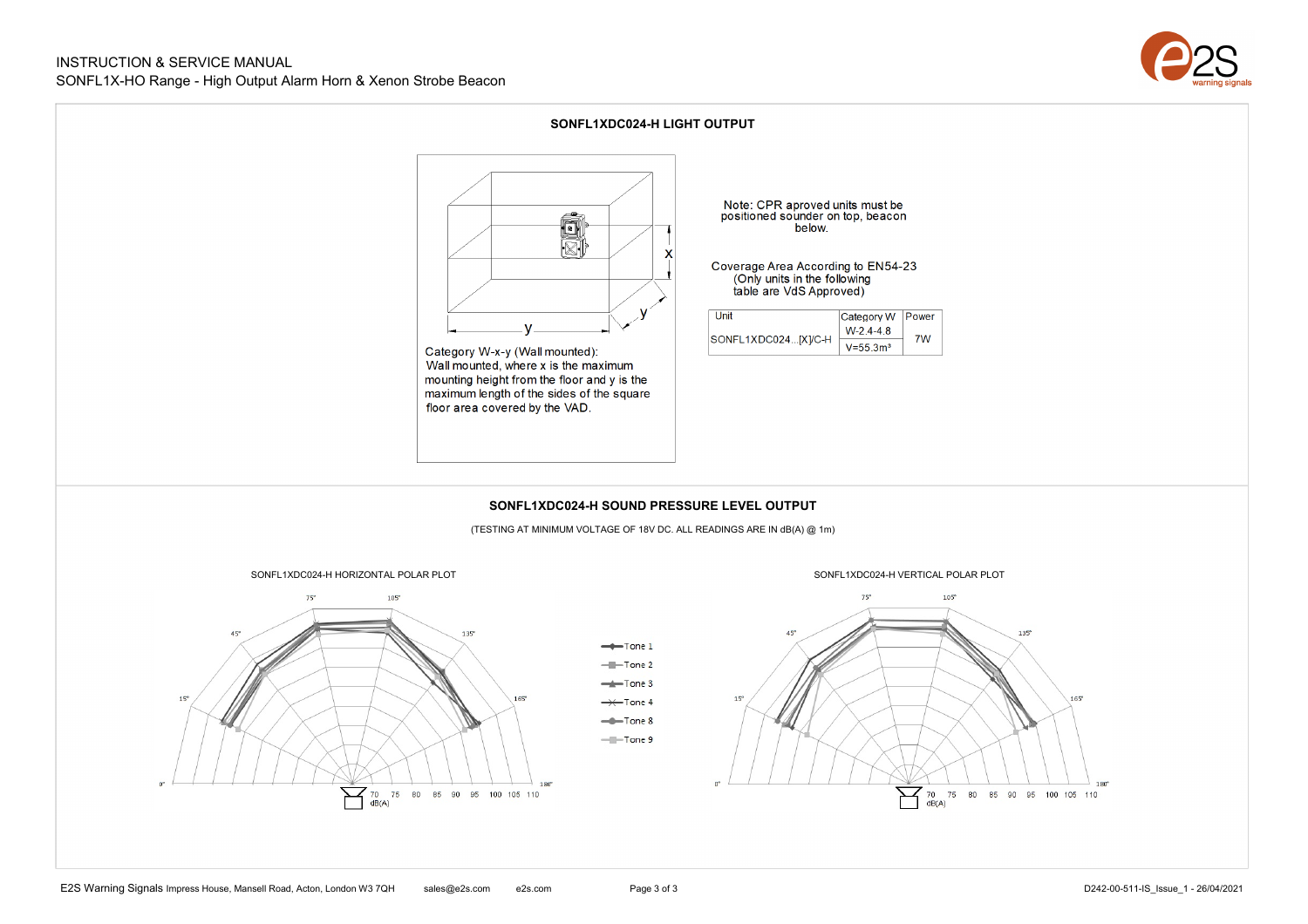## SONFL1XDC024-H LIGHT OUTPUT

x

y

y

Category W-x-y (Wall mounted):
Wall mounted, where x is the maximum mounting height from the floor and y is the maximum length of the sides of the square floor area covered by the VAD.

Note: CPR aproved units must be positioned sounder on top, beacon below.

Coverage Area According to EN54-23
(Only units in the following table are VdS Approved)

| Unit | Category W | Power |
|---|---|---|
| SONFL1XDC024...[X]/C-H | W-2.4-4.8 | 7W |
| | V=55.3m³ | |

## SONFL1XDC024-H SOUND PRESSURE LEVEL OUTPUT

(TESTING AT MINIMUM VOLTAGE OF 18V DC. ALL READINGS ARE IN dB(A) @ 1m)

SONFL1XDC024-H HORIZONTAL POLAR PLOT

75° 105° 45° 135° 15° 165° 0° 180°

70 75 80 85 90 95 100 105 110
dB(A)

Tone 1
Tone 2
Tone 3
Tone 4
Tone 8
Tone 9

SONFL1XDC024-H VERTICAL POLAR PLOT

75° 105° 45° 135° 15° 165° 0° 180°

70 75 80 85 90 95 100 105 110
dB(A)